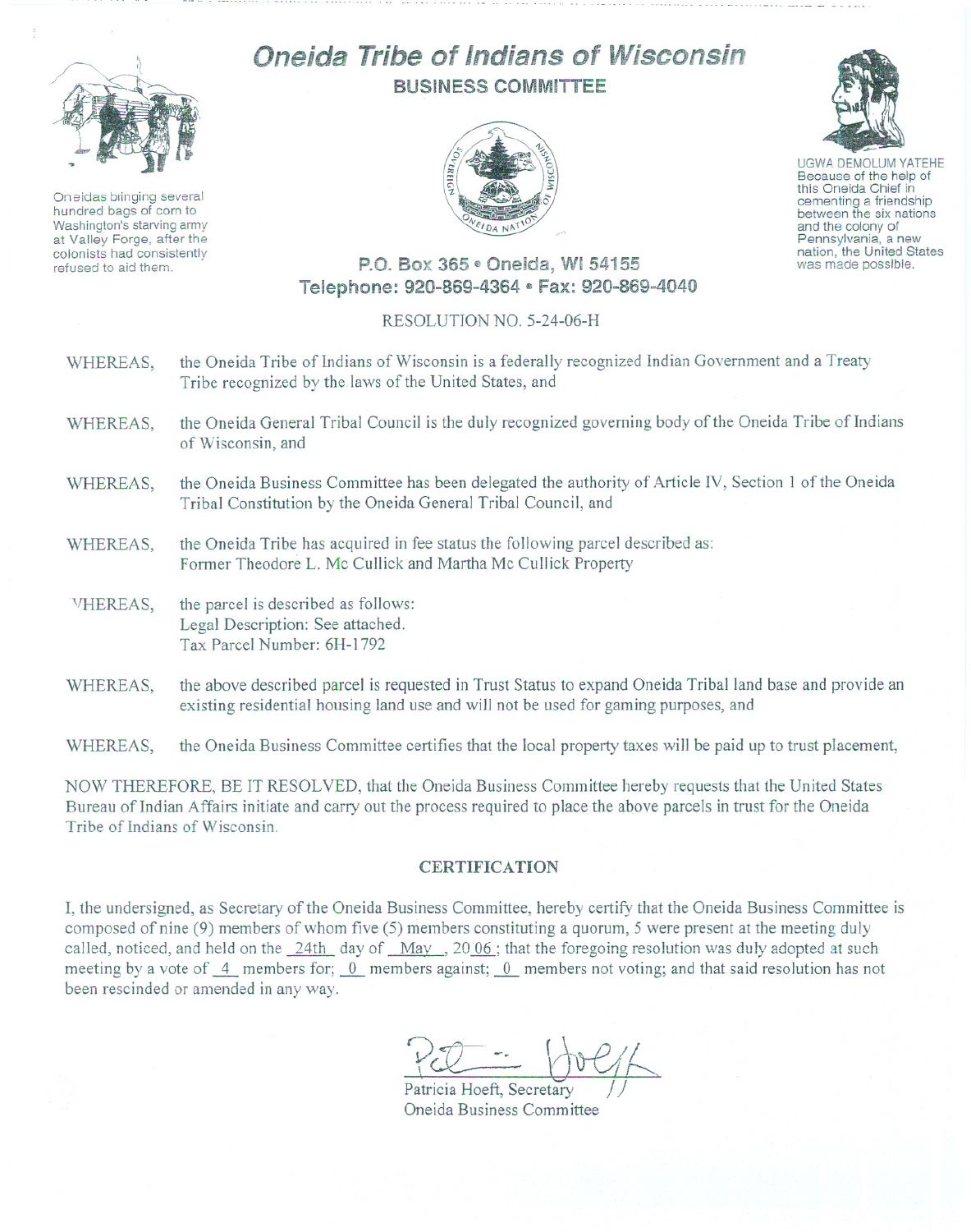# Oneida Tribe of Indians of Wisconsin

## BUSINESS COMMITTEE

Oneidas bringing several hundred bags of corn to Washington's starving army at Valley Forge, after the colonists had consistently refused to aid them.

UGWA DEMOLUM YATEHE
Because of the help of this Oneida Chief in cementing a friendship between the six nations and the colony of Pennsylvania, a new nation, the United States was made possible.

P.O. Box 365 • Oneida, WI 54155
Telephone: 920-869-4364 • Fax: 920-869-4040

RESOLUTION NO. 5-24-06-H

WHEREAS, the Oneida Tribe of Indians of Wisconsin is a federally recognized Indian Government and a Treaty Tribe recognized by the laws of the United States, and

WHEREAS, the Oneida General Tribal Council is the duly recognized governing body of the Oneida Tribe of Indians of Wisconsin, and

WHEREAS, the Oneida Business Committee has been delegated the authority of Article IV, Section 1 of the Oneida Tribal Constitution by the Oneida General Tribal Council, and

WHEREAS, the Oneida Tribe has acquired in fee status the following parcel described as:
Former Theodore L. Mc Cullick and Martha Mc Cullick Property

WHEREAS, the parcel is described as follows:
Legal Description: See attached.
Tax Parcel Number: 6H-1792

WHEREAS, the above described parcel is requested in Trust Status to expand Oneida Tribal land base and provide an existing residential housing land use and will not be used for gaming purposes, and

WHEREAS, the Oneida Business Committee certifies that the local property taxes will be paid up to trust placement,

NOW THEREFORE, BE IT RESOLVED, that the Oneida Business Committee hereby requests that the United States Bureau of Indian Affairs initiate and carry out the process required to place the above parcels in trust for the Oneida Tribe of Indians of Wisconsin.

### CERTIFICATION

I, the undersigned, as Secretary of the Oneida Business Committee, hereby certify that the Oneida Business Committee is composed of nine (9) members of whom five (5) members constituting a quorum, 5 were present at the meeting duly called, noticed, and held on the 24th day of May, 20 06; that the foregoing resolution was duly adopted at such meeting by a vote of 4 members for; 0 members against; 0 members not voting; and that said resolution has not been rescinded or amended in any way.

Patricia Hoeft, Secretary
Oneida Business Committee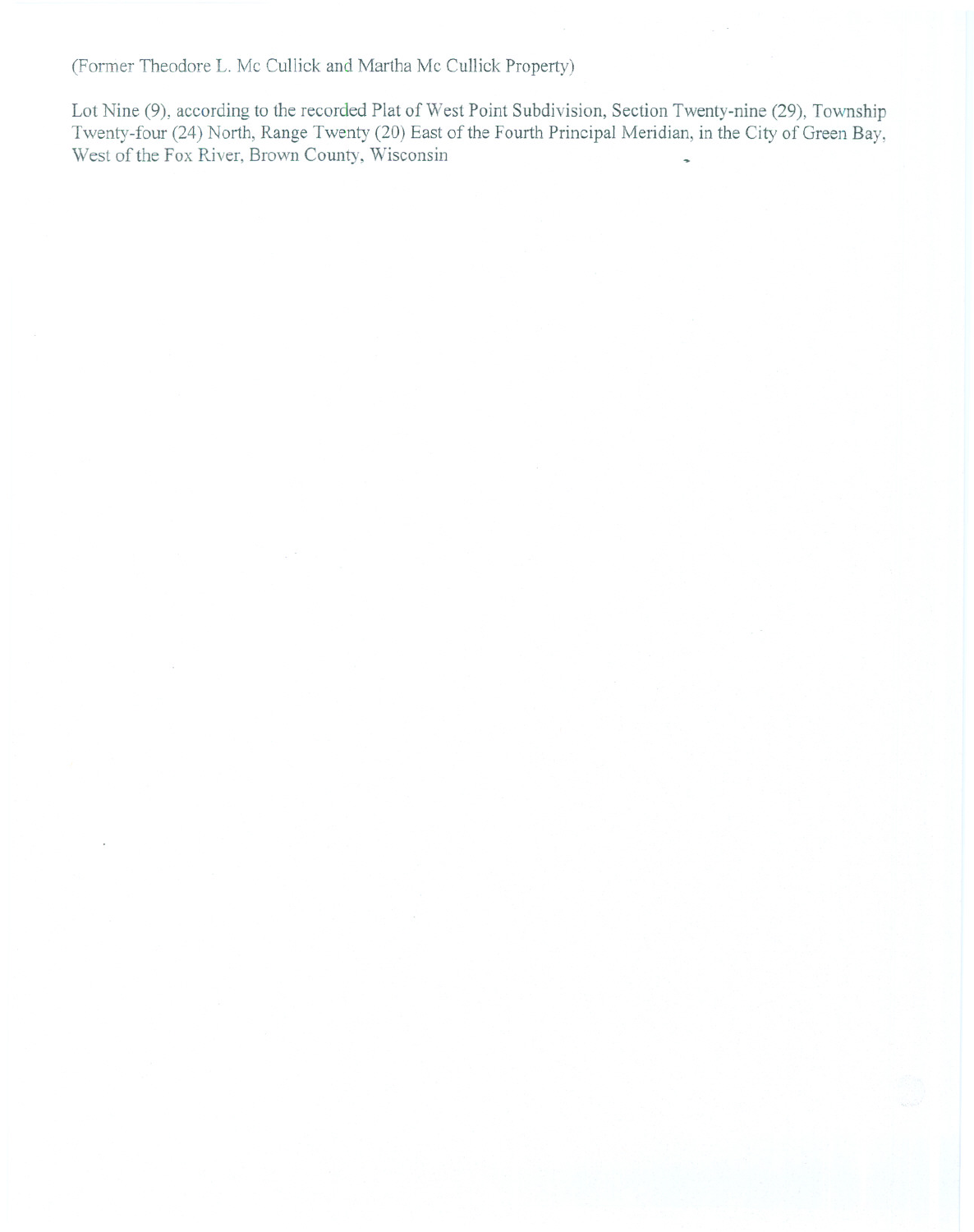(Former Theodore L. Mc Cullick and Martha Mc Cullick Property)

Lot Nine (9), according to the recorded Plat of West Point Subdivision, Section Twenty-nine (29), Township Twenty-four (24) North, Range Twenty (20) East of the Fourth Principal Meridian, in the City of Green Bay, West of the Fox River, Brown County, Wisconsin